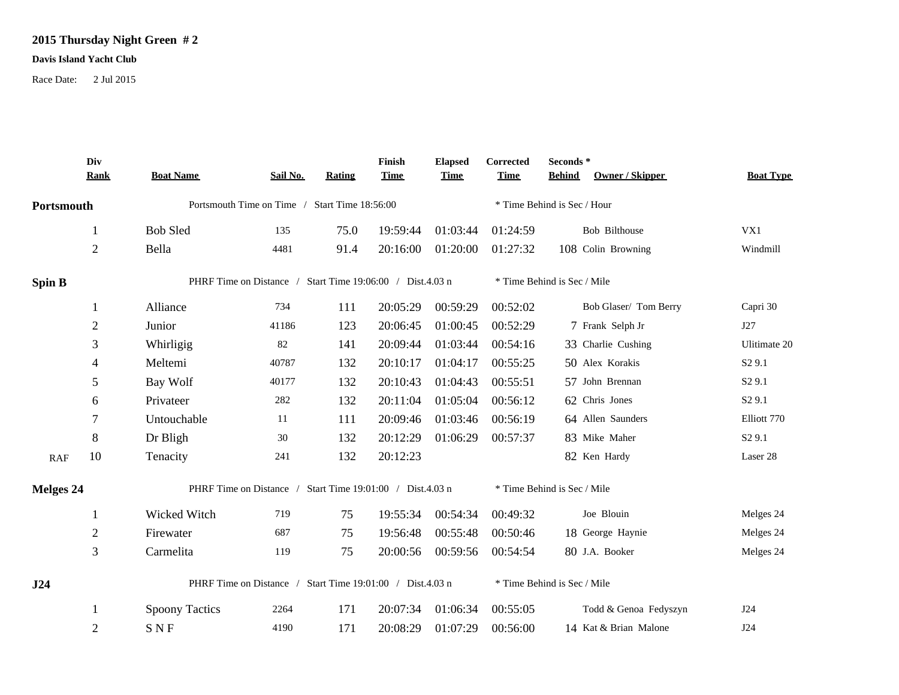# 2015 Thursday Night Green # 2

**Davis Island Yacht Club**

Race Date: 2 Jul 2015

| | Div Rank | Boat Name | Sail No. | Rating | Finish Time | Elapsed Time | Corrected Time | Seconds * Behind | Owner / Skipper | Boat Type |
|---|---|---|---|---|---|---|---|---|---|---|
| **Portsmouth** | | Portsmouth Time on Time / Start Time 18:56:00 | | | | | * Time Behind is Sec / Hour | | | |
| | 1 | Bob Sled | 135 | 75.0 | 19:59:44 | 01:03:44 | 01:24:59 | | Bob Bilthouse | VX1 |
| | 2 | Bella | 4481 | 91.4 | 20:16:00 | 01:20:00 | 01:27:32 | 108 | Colin Browning | Windmill |
| **Spin B** | | PHRF Time on Distance / Start Time 19:06:00 / Dist.4.03 n | | | | | * Time Behind is Sec / Mile | | | |
| | 1 | Alliance | 734 | 111 | 20:05:29 | 00:59:29 | 00:52:02 | | Bob Glaser/ Tom Berry | Capri 30 |
| | 2 | Junior | 41186 | 123 | 20:06:45 | 01:00:45 | 00:52:29 | 7 | Frank Selph Jr | J27 |
| | 3 | Whirligig | 82 | 141 | 20:09:44 | 01:03:44 | 00:54:16 | 33 | Charlie Cushing | Ulitimate 20 |
| | 4 | Meltemi | 40787 | 132 | 20:10:17 | 01:04:17 | 00:55:25 | 50 | Alex Korakis | S2 9.1 |
| | 5 | Bay Wolf | 40177 | 132 | 20:10:43 | 01:04:43 | 00:55:51 | 57 | John Brennan | S2 9.1 |
| | 6 | Privateer | 282 | 132 | 20:11:04 | 01:05:04 | 00:56:12 | 62 | Chris Jones | S2 9.1 |
| | 7 | Untouchable | 11 | 111 | 20:09:46 | 01:03:46 | 00:56:19 | 64 | Allen Saunders | Elliott 770 |
| | 8 | Dr Bligh | 30 | 132 | 20:12:29 | 01:06:29 | 00:57:37 | 83 | Mike Maher | S2 9.1 |
| RAF | 10 | Tenacity | 241 | 132 | 20:12:23 | | | 82 | Ken Hardy | Laser 28 |
| **Melges 24** | | PHRF Time on Distance / Start Time 19:01:00 / Dist.4.03 n | | | | | * Time Behind is Sec / Mile | | | |
| | 1 | Wicked Witch | 719 | 75 | 19:55:34 | 00:54:34 | 00:49:32 | | Joe Blouin | Melges 24 |
| | 2 | Firewater | 687 | 75 | 19:56:48 | 00:55:48 | 00:50:46 | 18 | George Haynie | Melges 24 |
| | 3 | Carmelita | 119 | 75 | 20:00:56 | 00:59:56 | 00:54:54 | 80 | J.A. Booker | Melges 24 |
| **J24** | | PHRF Time on Distance / Start Time 19:01:00 / Dist.4.03 n | | | | | * Time Behind is Sec / Mile | | | |
| | 1 | Spoony Tactics | 2264 | 171 | 20:07:34 | 01:06:34 | 00:55:05 | | Todd & Genoa Fedyszyn | J24 |
| | 2 | S N F | 4190 | 171 | 20:08:29 | 01:07:29 | 00:56:00 | 14 | Kat & Brian Malone | J24 |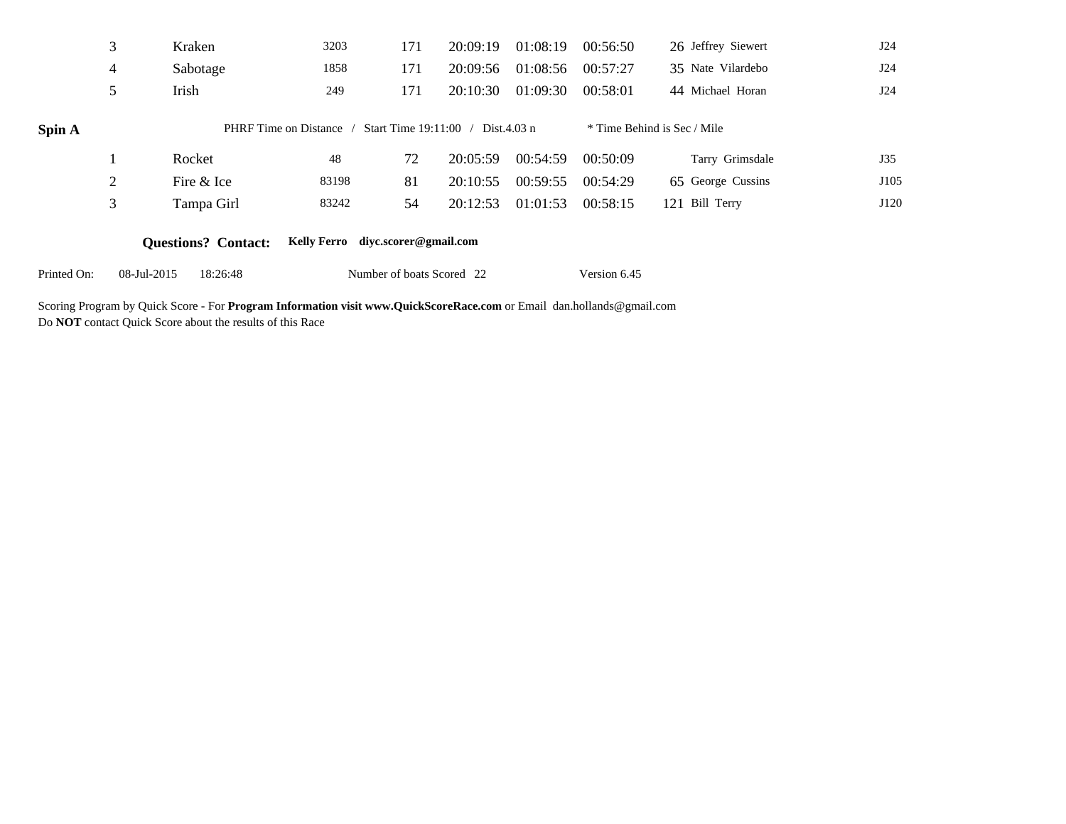| | | | | | | | | | |
|---|---|---|---|---|---|---|---|---|---|
| 3 | Kraken | 3203 | 171 | 20:09:19 | 01:08:19 | 00:56:50 | 26 | Jeffrey Siewert | J24 |
| 4 | Sabotage | 1858 | 171 | 20:09:56 | 01:08:56 | 00:57:27 | 35 | Nate Vilardebo | J24 |
| 5 | Irish | 249 | 171 | 20:10:30 | 01:09:30 | 00:58:01 | 44 | Michael Horan | J24 |

**Spin A** PHRF Time on Distance / Start Time 19:11:00 / Dist.4.03 n * Time Behind is Sec / Mile

| | | | | | | | | | |
|---|---|---|---|---|---|---|---|---|---|
| 1 | Rocket | 48 | 72 | 20:05:59 | 00:54:59 | 00:50:09 | | Tarry Grimsdale | J35 |
| 2 | Fire & Ice | 83198 | 81 | 20:10:55 | 00:59:55 | 00:54:29 | 65 | George Cussins | J105 |
| 3 | Tampa Girl | 83242 | 54 | 20:12:53 | 01:01:53 | 00:58:15 | 121 | Bill Terry | J120 |

**Questions? Contact:** **Kelly Ferro diyc.scorer@gmail.com**

Printed On: 08-Jul-2015 18:26:48 Number of boats Scored 22 Version 6.45

Scoring Program by Quick Score - For **Program Information visit www.QuickScoreRace.com** or Email dan.hollands@gmail.com
Do **NOT** contact Quick Score about the results of this Race